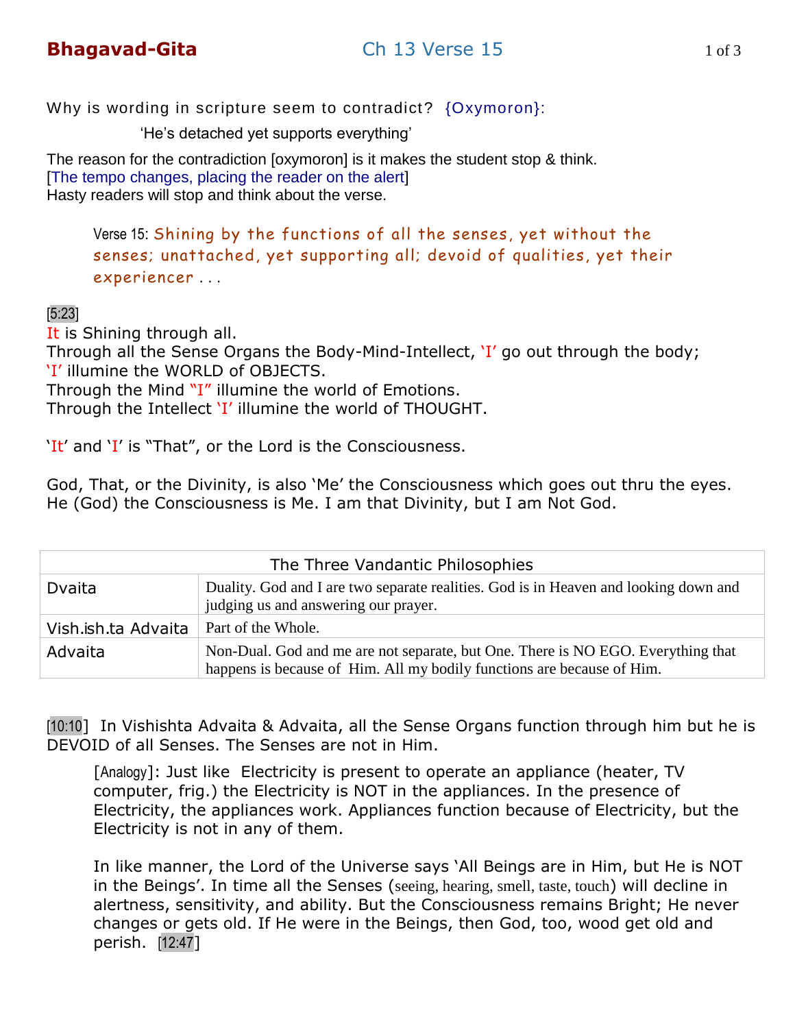# Bhagavad-Gita — Ch 13 Verse 15

Why is wording in scripture seem to contradict? {Oxymoron}:

'He's detached yet supports everything'

The reason for the contradiction [oxymoron] is it makes the student stop & think.
[The tempo changes, placing the reader on the alert]
Hasty readers will stop and think about the verse.

> Verse 15: *Shining by the functions of all the senses, yet without the senses; unattached, yet supporting all; devoid of qualities, yet their experiencer . . .*

[5:23]
It is Shining through all.
Through all the Sense Organs the Body-Mind-Intellect, 'I' go out through the body;
'I' illumine the WORLD of OBJECTS.
Through the Mind "I" illumine the world of Emotions.
Through the Intellect 'I' illumine the world of THOUGHT.

'It' and 'I' is "That", or the Lord is the Consciousness.

God, That, or the Divinity, is also 'Me' the Consciousness which goes out thru the eyes.
He (God) the Consciousness is Me. I am that Divinity, but I am Not God.

| The Three Vandantic Philosophies | |
|---|---|
| Dvaita | Duality. God and I are two separate realities. God is in Heaven and looking down and judging us and answering our prayer. |
| Vish.ish.ta Advaita | Part of the Whole. |
| Advaita | Non-Dual. God and me are not separate, but One. There is NO EGO. Everything that happens is because of Him. All my bodily functions are because of Him. |

[10:10] In Vishishta Advaita & Advaita, all the Sense Organs function through him but he is DEVOID of all Senses. The Senses are not in Him.

> [Analogy]: Just like Electricity is present to operate an appliance (heater, TV computer, frig.) the Electricity is NOT in the appliances. In the presence of Electricity, the appliances work. Appliances function because of Electricity, but the Electricity is not in any of them.
>
> In like manner, the Lord of the Universe says 'All Beings are in Him, but He is NOT in the Beings'. In time all the Senses (seeing, hearing, smell, taste, touch) will decline in alertness, sensitivity, and ability. But the Consciousness remains Bright; He never changes or gets old. If He were in the Beings, then God, too, wood get old and perish. [12:47]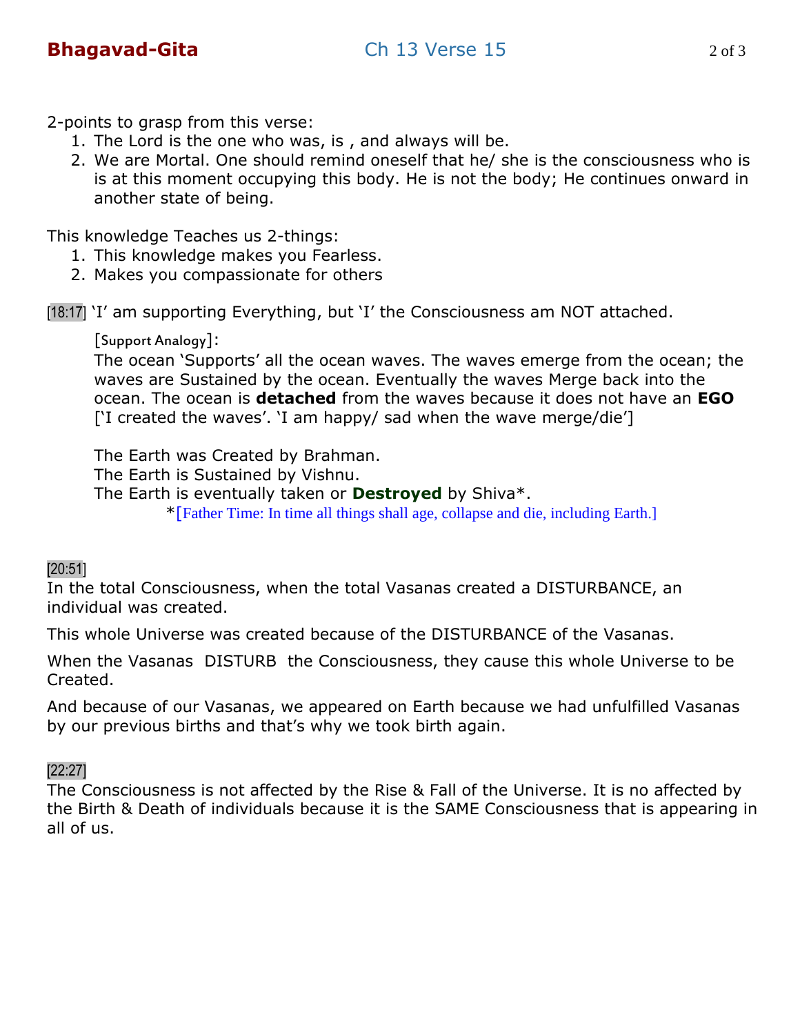2-points to grasp from this verse:

1. The Lord is the one who was, is , and always will be.
2. We are Mortal. One should remind oneself that he/ she is the consciousness who is is at this moment occupying this body. He is not the body; He continues onward in another state of being.

This knowledge Teaches us 2-things:

1. This knowledge makes you Fearless.
2. Makes you compassionate for others

[18:17] 'I' am supporting Everything, but 'I' the Consciousness am NOT attached.

> [Support Analogy]:
> The ocean 'Supports' all the ocean waves. The waves emerge from the ocean; the waves are Sustained by the ocean. Eventually the waves Merge back into the ocean. The ocean is **detached** from the waves because it does not have an **EGO** ['I created the waves'. 'I am happy/ sad when the wave merge/die']
>
> The Earth was Created by Brahman.
> The Earth is Sustained by Vishnu.
> The Earth is eventually taken or **Destroyed** by Shiva*.
> *[Father Time: In time all things shall age, collapse and die, including Earth.]

[20:51]
In the total Consciousness, when the total Vasanas created a DISTURBANCE, an individual was created.

This whole Universe was created because of the DISTURBANCE of the Vasanas.

When the Vasanas DISTURB the Consciousness, they cause this whole Universe to be Created.

And because of our Vasanas, we appeared on Earth because we had unfulfilled Vasanas by our previous births and that's why we took birth again.

[22:27]
The Consciousness is not affected by the Rise & Fall of the Universe. It is no affected by the Birth & Death of individuals because it is the SAME Consciousness that is appearing in all of us.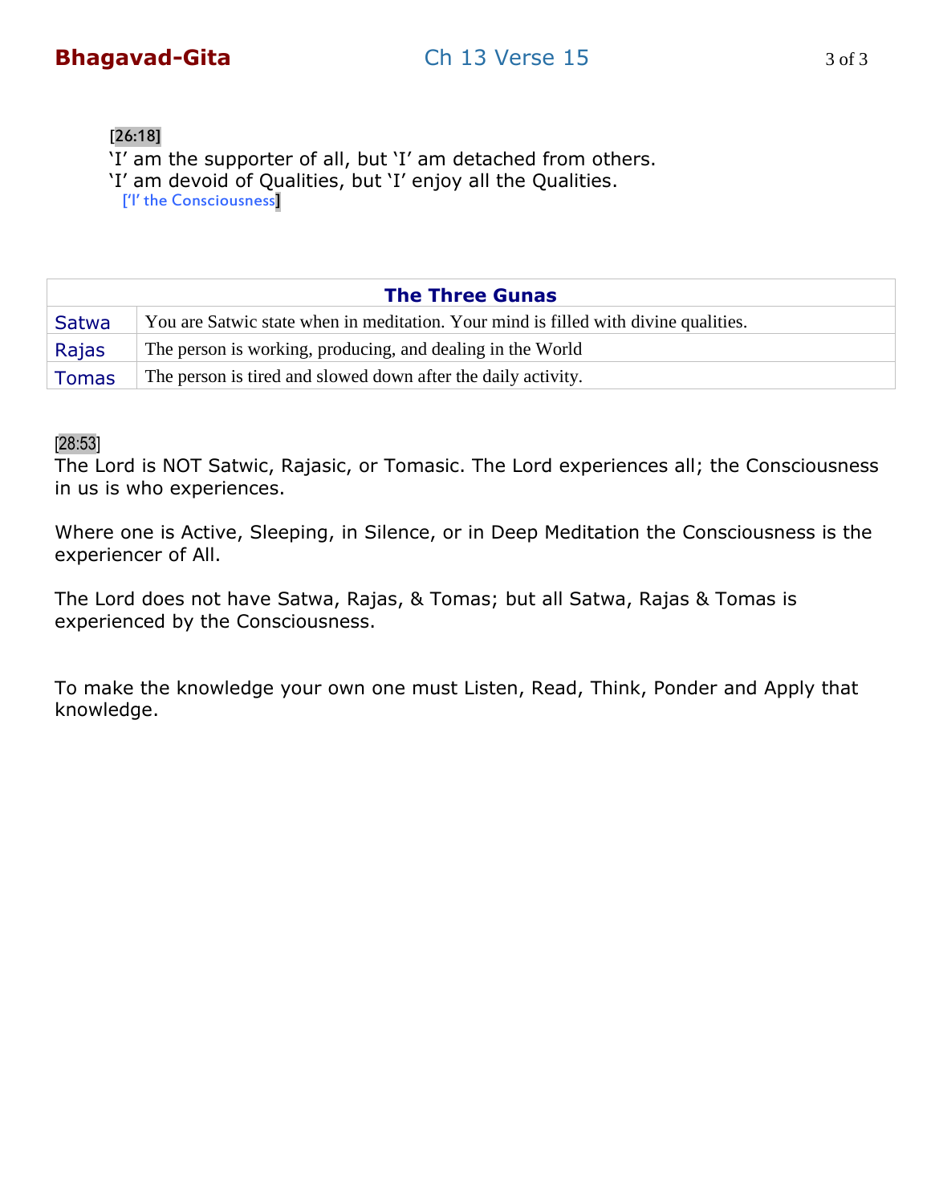[26:18]
‘I’ am the supporter of all, but ‘I’ am detached from others.
‘I’ am devoid of Qualities, but ‘I’ enjoy all the Qualities.
['I' the Consciousness]

| The Three Gunas | |
|---|---|
| Satwa | You are Satwic state when in meditation. Your mind is filled with divine qualities. |
| Rajas | The person is working, producing, and dealing in the World |
| Tomas | The person is tired and slowed down after the daily activity. |

[28:53]
The Lord is NOT Satwic, Rajasic, or Tomasic. The Lord experiences all; the Consciousness in us is who experiences.

Where one is Active, Sleeping, in Silence, or in Deep Meditation the Consciousness is the experiencer of All.

The Lord does not have Satwa, Rajas, & Tomas; but all Satwa, Rajas & Tomas is experienced by the Consciousness.

To make the knowledge your own one must Listen, Read, Think, Ponder and Apply that knowledge.